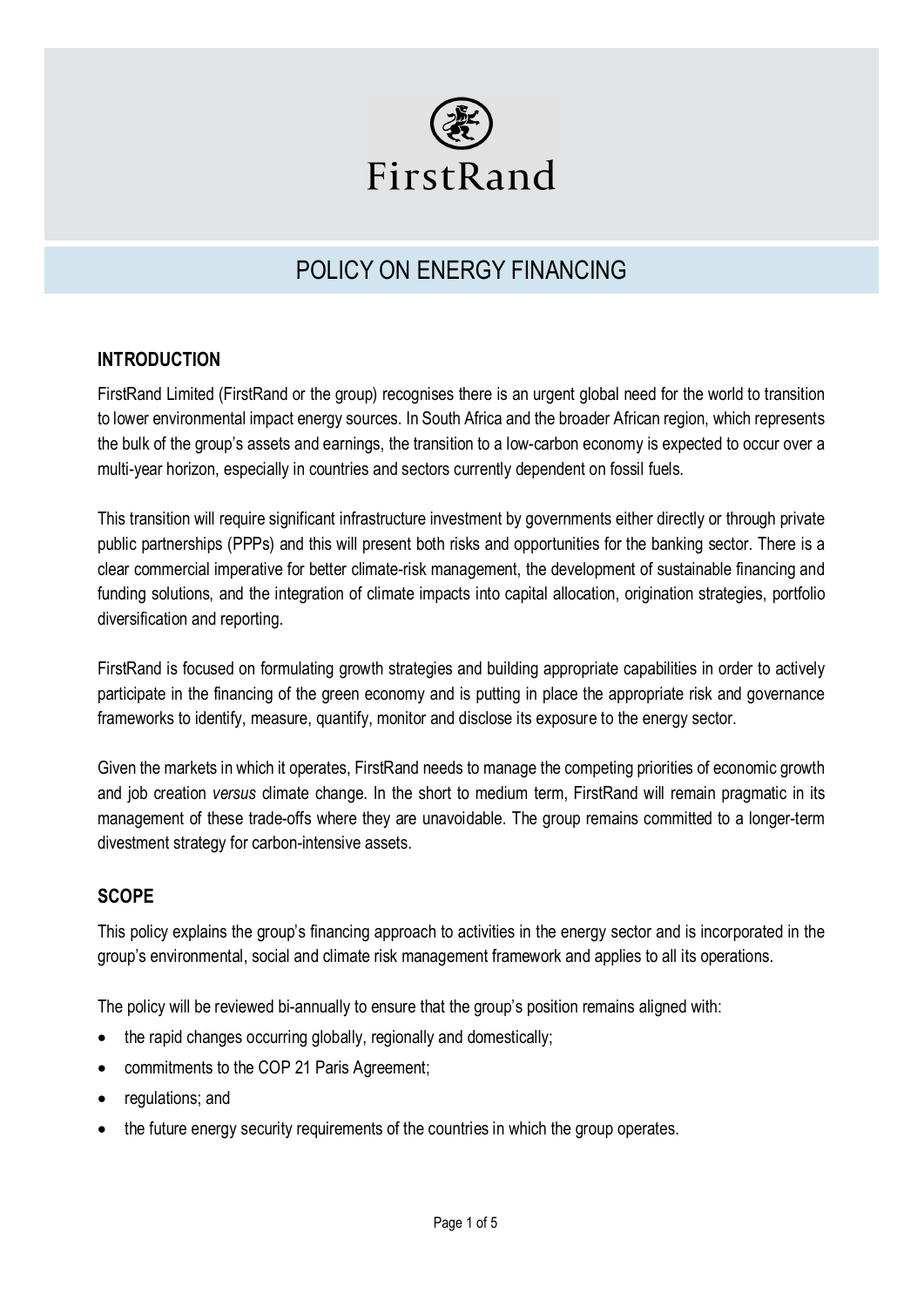FirstRand

# POLICY ON ENERGY FINANCING

## INTRODUCTION

FirstRand Limited (FirstRand or the group) recognises there is an urgent global need for the world to transition to lower environmental impact energy sources. In South Africa and the broader African region, which represents the bulk of the group's assets and earnings, the transition to a low-carbon economy is expected to occur over a multi-year horizon, especially in countries and sectors currently dependent on fossil fuels.

This transition will require significant infrastructure investment by governments either directly or through private public partnerships (PPPs) and this will present both risks and opportunities for the banking sector. There is a clear commercial imperative for better climate-risk management, the development of sustainable financing and funding solutions, and the integration of climate impacts into capital allocation, origination strategies, portfolio diversification and reporting.

FirstRand is focused on formulating growth strategies and building appropriate capabilities in order to actively participate in the financing of the green economy and is putting in place the appropriate risk and governance frameworks to identify, measure, quantify, monitor and disclose its exposure to the energy sector.

Given the markets in which it operates, FirstRand needs to manage the competing priorities of economic growth and job creation *versus* climate change. In the short to medium term, FirstRand will remain pragmatic in its management of these trade-offs where they are unavoidable. The group remains committed to a longer-term divestment strategy for carbon-intensive assets.

## SCOPE

This policy explains the group's financing approach to activities in the energy sector and is incorporated in the group's environmental, social and climate risk management framework and applies to all its operations.

The policy will be reviewed bi-annually to ensure that the group's position remains aligned with:

- the rapid changes occurring globally, regionally and domestically;
- commitments to the COP 21 Paris Agreement;
- regulations; and
- the future energy security requirements of the countries in which the group operates.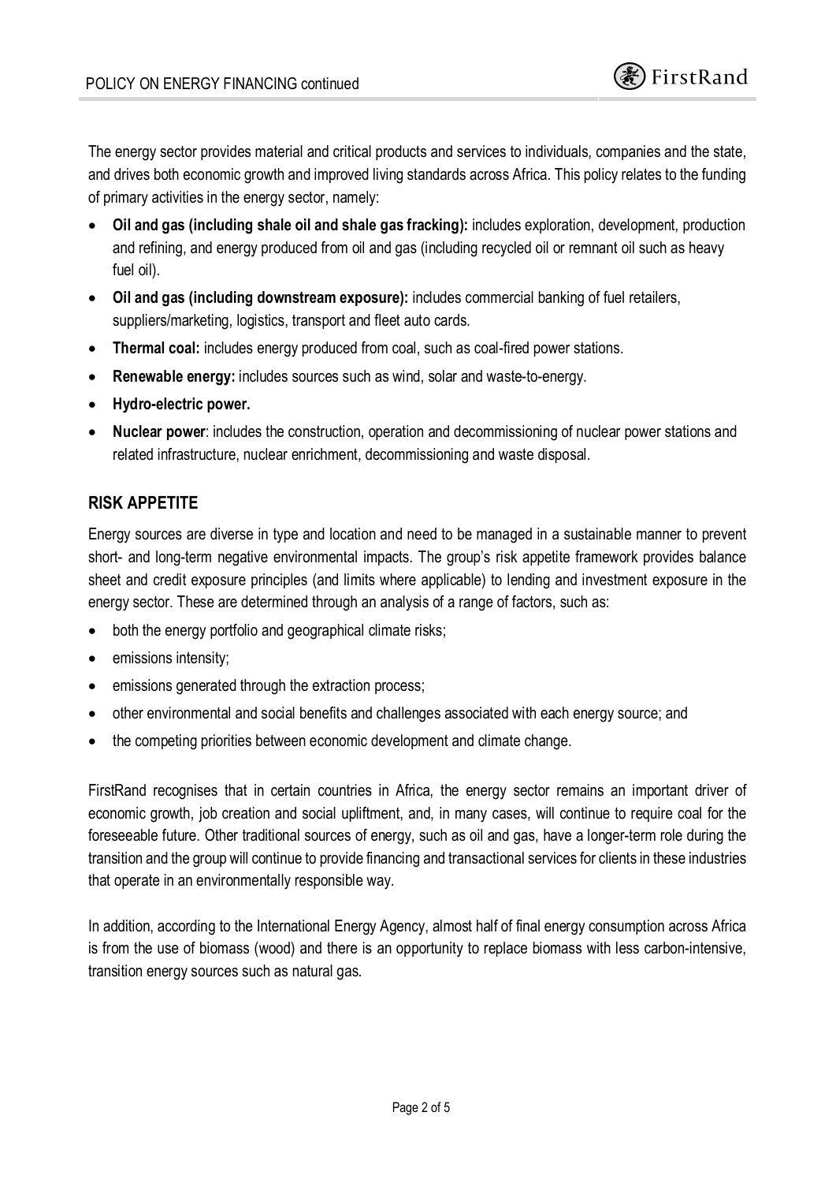The energy sector provides material and critical products and services to individuals, companies and the state, and drives both economic growth and improved living standards across Africa. This policy relates to the funding of primary activities in the energy sector, namely:

- **Oil and gas (including shale oil and shale gas fracking):** includes exploration, development, production and refining, and energy produced from oil and gas (including recycled oil or remnant oil such as heavy fuel oil).
- **Oil and gas (including downstream exposure):** includes commercial banking of fuel retailers, suppliers/marketing, logistics, transport and fleet auto cards.
- **Thermal coal:** includes energy produced from coal, such as coal-fired power stations.
- **Renewable energy:** includes sources such as wind, solar and waste-to-energy.
- **Hydro-electric power.**
- **Nuclear power**: includes the construction, operation and decommissioning of nuclear power stations and related infrastructure, nuclear enrichment, decommissioning and waste disposal.

## RISK APPETITE

Energy sources are diverse in type and location and need to be managed in a sustainable manner to prevent short- and long-term negative environmental impacts. The group's risk appetite framework provides balance sheet and credit exposure principles (and limits where applicable) to lending and investment exposure in the energy sector. These are determined through an analysis of a range of factors, such as:

- both the energy portfolio and geographical climate risks;
- emissions intensity;
- emissions generated through the extraction process;
- other environmental and social benefits and challenges associated with each energy source; and
- the competing priorities between economic development and climate change.

FirstRand recognises that in certain countries in Africa, the energy sector remains an important driver of economic growth, job creation and social upliftment, and, in many cases, will continue to require coal for the foreseeable future. Other traditional sources of energy, such as oil and gas, have a longer-term role during the transition and the group will continue to provide financing and transactional services for clients in these industries that operate in an environmentally responsible way.

In addition, according to the International Energy Agency, almost half of final energy consumption across Africa is from the use of biomass (wood) and there is an opportunity to replace biomass with less carbon-intensive, transition energy sources such as natural gas.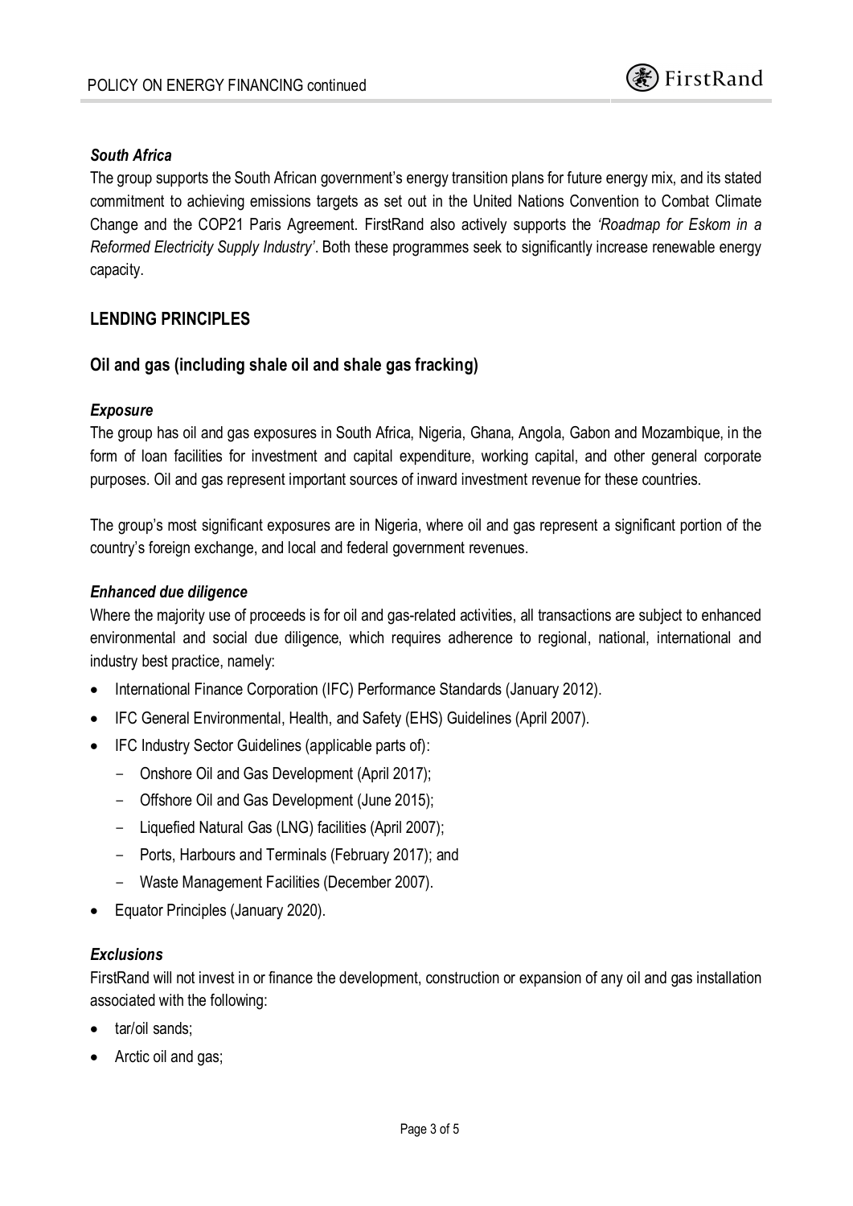### *South Africa*

The group supports the South African government's energy transition plans for future energy mix, and its stated commitment to achieving emissions targets as set out in the United Nations Convention to Combat Climate Change and the COP21 Paris Agreement. FirstRand also actively supports the *'Roadmap for Eskom in a Reformed Electricity Supply Industry'*. Both these programmes seek to significantly increase renewable energy capacity.

## LENDING PRINCIPLES

### Oil and gas (including shale oil and shale gas fracking)

#### *Exposure*

The group has oil and gas exposures in South Africa, Nigeria, Ghana, Angola, Gabon and Mozambique, in the form of loan facilities for investment and capital expenditure, working capital, and other general corporate purposes. Oil and gas represent important sources of inward investment revenue for these countries.

The group's most significant exposures are in Nigeria, where oil and gas represent a significant portion of the country's foreign exchange, and local and federal government revenues.

#### *Enhanced due diligence*

Where the majority use of proceeds is for oil and gas-related activities, all transactions are subject to enhanced environmental and social due diligence, which requires adherence to regional, national, international and industry best practice, namely:

- International Finance Corporation (IFC) Performance Standards (January 2012).
- IFC General Environmental, Health, and Safety (EHS) Guidelines (April 2007).
- IFC Industry Sector Guidelines (applicable parts of):
  - Onshore Oil and Gas Development (April 2017);
  - Offshore Oil and Gas Development (June 2015);
  - Liquefied Natural Gas (LNG) facilities (April 2007);
  - Ports, Harbours and Terminals (February 2017); and
  - Waste Management Facilities (December 2007).
- Equator Principles (January 2020).

#### *Exclusions*

FirstRand will not invest in or finance the development, construction or expansion of any oil and gas installation associated with the following:

- tar/oil sands;
- Arctic oil and gas;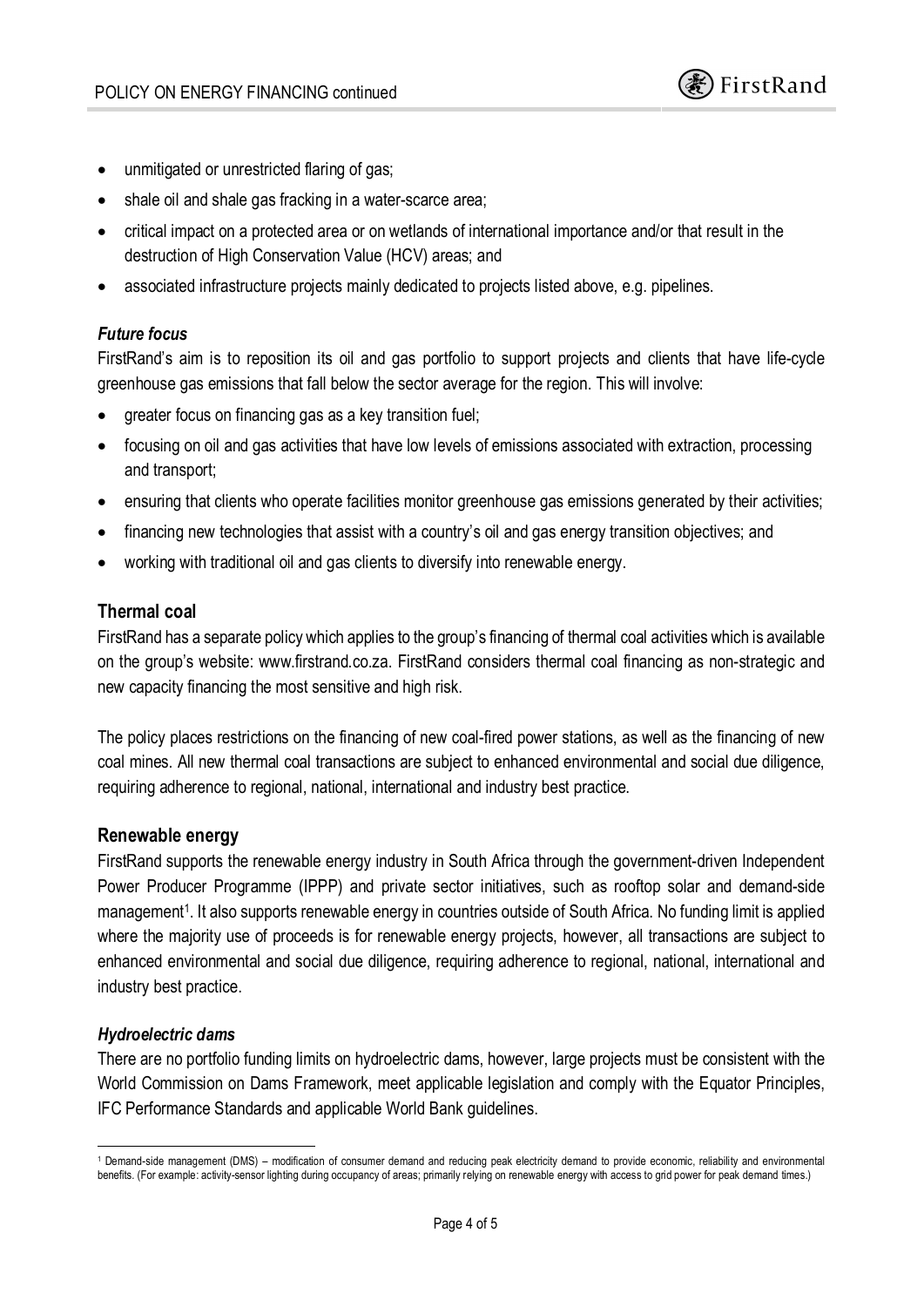- unmitigated or unrestricted flaring of gas;
- shale oil and shale gas fracking in a water-scarce area;
- critical impact on a protected area or on wetlands of international importance and/or that result in the destruction of High Conservation Value (HCV) areas; and
- associated infrastructure projects mainly dedicated to projects listed above, e.g. pipelines.

### *Future focus*

FirstRand's aim is to reposition its oil and gas portfolio to support projects and clients that have life-cycle greenhouse gas emissions that fall below the sector average for the region. This will involve:

- greater focus on financing gas as a key transition fuel;
- focusing on oil and gas activities that have low levels of emissions associated with extraction, processing and transport;
- ensuring that clients who operate facilities monitor greenhouse gas emissions generated by their activities;
- financing new technologies that assist with a country's oil and gas energy transition objectives; and
- working with traditional oil and gas clients to diversify into renewable energy.

## Thermal coal

FirstRand has a separate policy which applies to the group's financing of thermal coal activities which is available on the group's website: www.firstrand.co.za. FirstRand considers thermal coal financing as non-strategic and new capacity financing the most sensitive and high risk.

The policy places restrictions on the financing of new coal-fired power stations, as well as the financing of new coal mines. All new thermal coal transactions are subject to enhanced environmental and social due diligence, requiring adherence to regional, national, international and industry best practice.

## Renewable energy

FirstRand supports the renewable energy industry in South Africa through the government-driven Independent Power Producer Programme (IPPP) and private sector initiatives, such as rooftop solar and demand-side management[1]. It also supports renewable energy in countries outside of South Africa. No funding limit is applied where the majority use of proceeds is for renewable energy projects, however, all transactions are subject to enhanced environmental and social due diligence, requiring adherence to regional, national, international and industry best practice.

### *Hydroelectric dams*

There are no portfolio funding limits on hydroelectric dams, however, large projects must be consistent with the World Commission on Dams Framework, meet applicable legislation and comply with the Equator Principles, IFC Performance Standards and applicable World Bank guidelines.

[1] Demand-side management (DMS) – modification of consumer demand and reducing peak electricity demand to provide economic, reliability and environmental benefits. (For example: activity-sensor lighting during occupancy of areas; primarily relying on renewable energy with access to grid power for peak demand times.)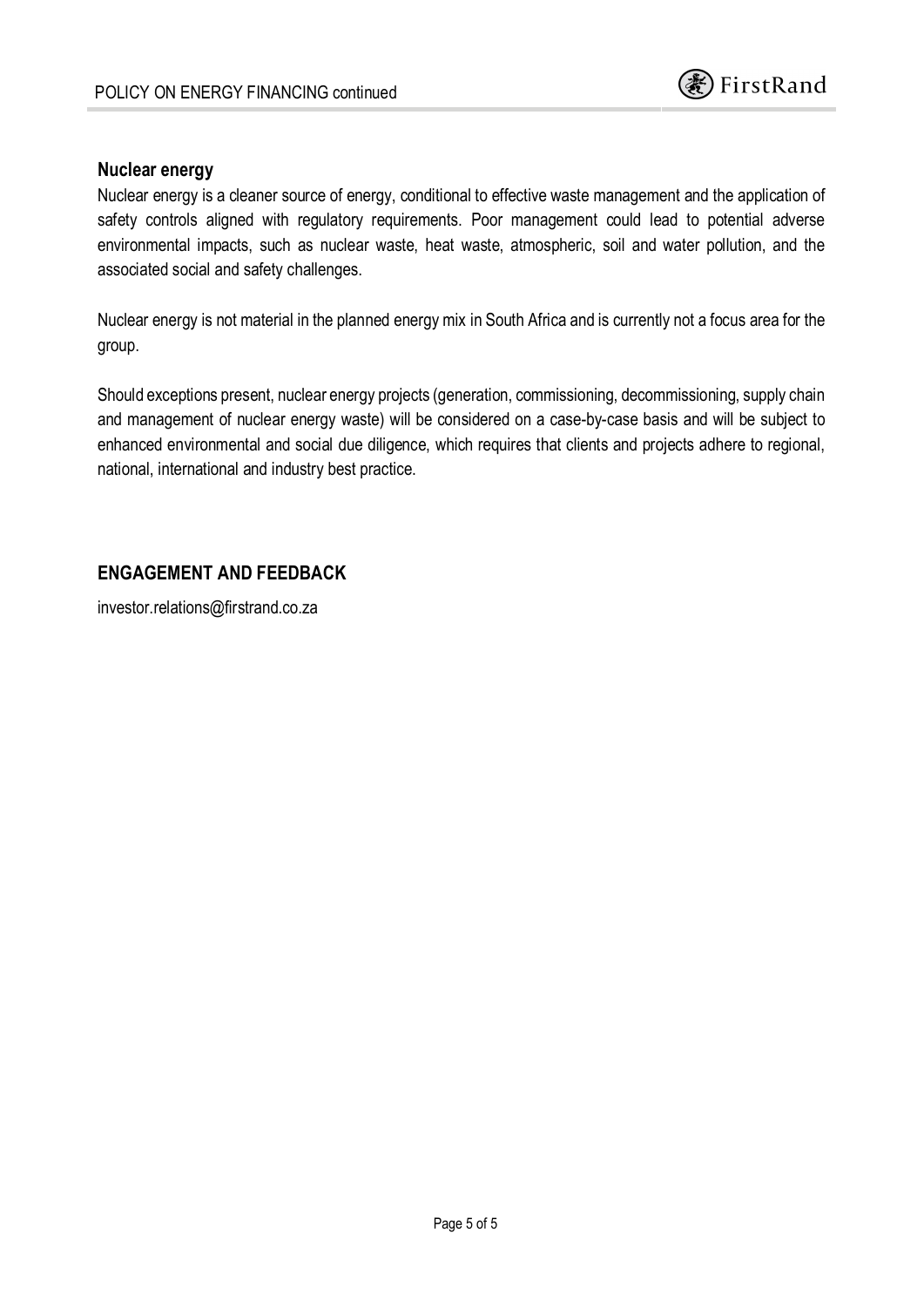### Nuclear energy

Nuclear energy is a cleaner source of energy, conditional to effective waste management and the application of safety controls aligned with regulatory requirements. Poor management could lead to potential adverse environmental impacts, such as nuclear waste, heat waste, atmospheric, soil and water pollution, and the associated social and safety challenges.

Nuclear energy is not material in the planned energy mix in South Africa and is currently not a focus area for the group.

Should exceptions present, nuclear energy projects (generation, commissioning, decommissioning, supply chain and management of nuclear energy waste) will be considered on a case-by-case basis and will be subject to enhanced environmental and social due diligence, which requires that clients and projects adhere to regional, national, international and industry best practice.

## ENGAGEMENT AND FEEDBACK

investor.relations@firstrand.co.za